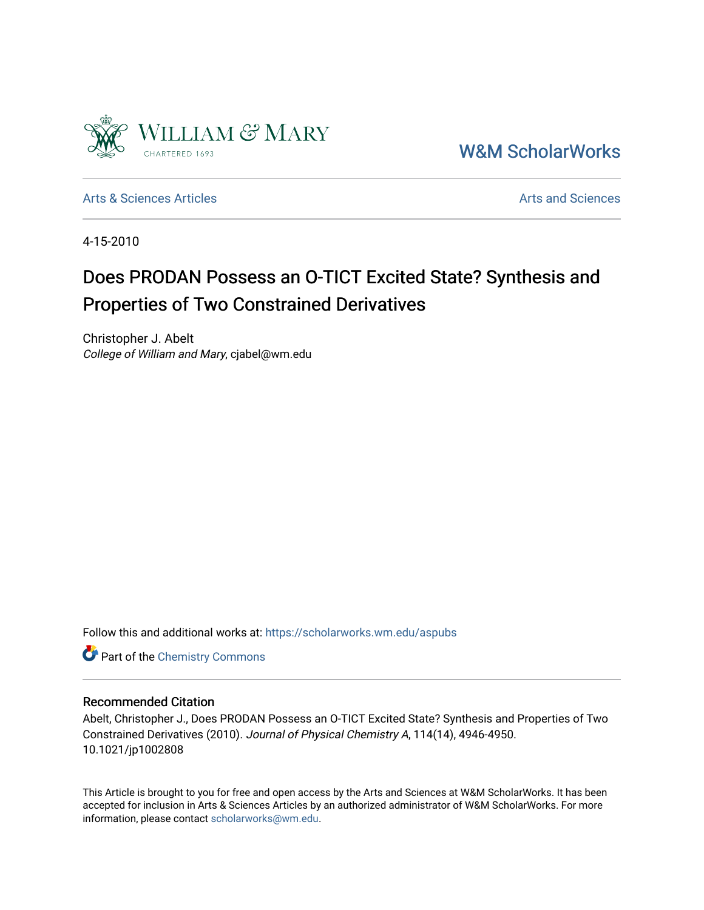W&M ScholarWorks

Arts & Sciences Articles

Arts and Sciences

4-15-2010

# Does PRODAN Possess an O-TICT Excited State? Synthesis and Properties of Two Constrained Derivatives

Christopher J. Abelt
*College of William and Mary*, cjabel@wm.edu

Follow this and additional works at: https://scholarworks.wm.edu/aspubs

Part of the Chemistry Commons

## Recommended Citation

Abelt, Christopher J., Does PRODAN Possess an O-TICT Excited State? Synthesis and Properties of Two Constrained Derivatives (2010). *Journal of Physical Chemistry A*, 114(14), 4946-4950. 10.1021/jp1002808

This Article is brought to you for free and open access by the Arts and Sciences at W&M ScholarWorks. It has been accepted for inclusion in Arts & Sciences Articles by an authorized administrator of W&M ScholarWorks. For more information, please contact scholarworks@wm.edu.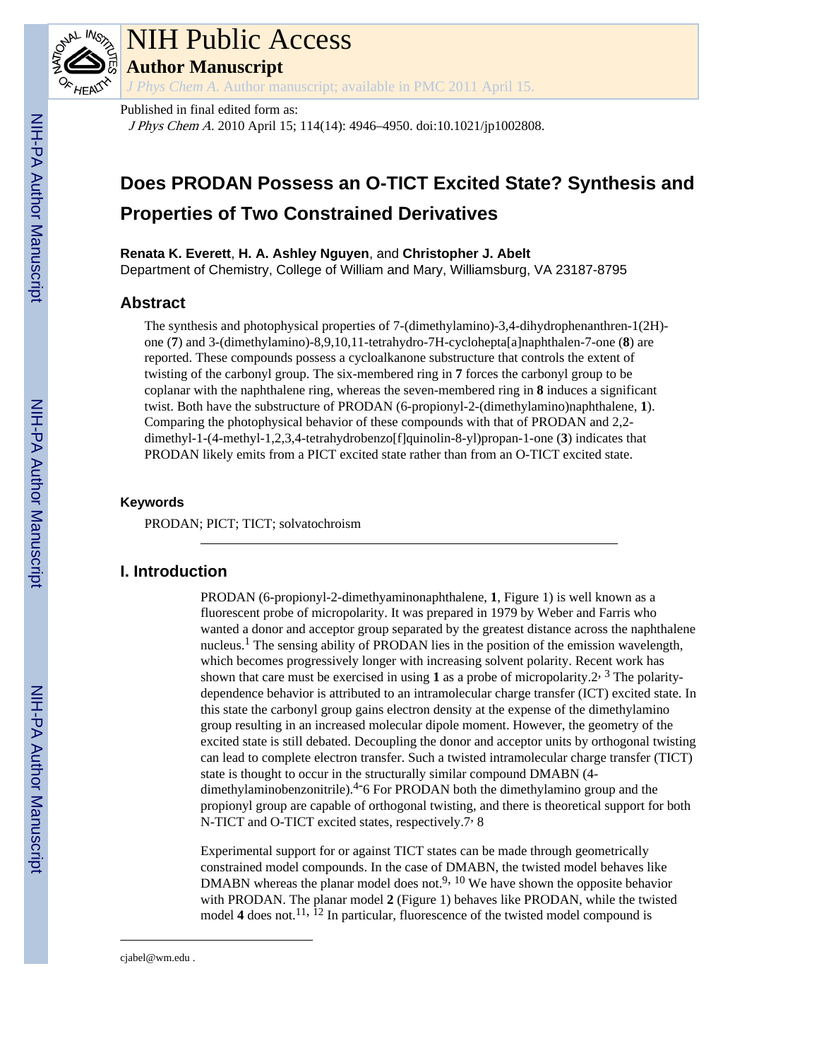NIH Public Access

**Author Manuscript**

*J Phys Chem A*. Author manuscript; available in PMC 2011 April 15.

Published in final edited form as:

*J Phys Chem A*. 2010 April 15; 114(14): 4946–4950. doi:10.1021/jp1002808.

# Does PRODAN Possess an O-TICT Excited State? Synthesis and Properties of Two Constrained Derivatives

**Renata K. Everett**, **H. A. Ashley Nguyen**, and **Christopher J. Abelt**

Department of Chemistry, College of William and Mary, Williamsburg, VA 23187-8795

## Abstract

The synthesis and photophysical properties of 7-(dimethylamino)-3,4-dihydrophenanthren-1(2H)-one (**7**) and 3-(dimethylamino)-8,9,10,11-tetrahydro-7H-cyclohepta[a]naphthalen-7-one (**8**) are reported. These compounds possess a cycloalkanone substructure that controls the extent of twisting of the carbonyl group. The six-membered ring in **7** forces the carbonyl group to be coplanar with the naphthalene ring, whereas the seven-membered ring in **8** induces a significant twist. Both have the substructure of PRODAN (6-propionyl-2-(dimethylamino)naphthalene, **1**). Comparing the photophysical behavior of these compounds with that of PRODAN and 2,2-dimethyl-1-(4-methyl-1,2,3,4-tetrahydrobenzo[f]quinolin-8-yl)propan-1-one (**3**) indicates that PRODAN likely emits from a PICT excited state rather than from an O-TICT excited state.

### Keywords

PRODAN; PICT; TICT; solvatochroism

## I. Introduction

PRODAN (6-propionyl-2-dimethyaminonaphthalene, **1**, Figure 1) is well known as a fluorescent probe of micropolarity. It was prepared in 1979 by Weber and Farris who wanted a donor and acceptor group separated by the greatest distance across the naphthalene nucleus.[1] The sensing ability of PRODAN lies in the position of the emission wavelength, which becomes progressively longer with increasing solvent polarity. Recent work has shown that care must be exercised in using **1** as a probe of micropolarity.[2,3] The polarity-dependence behavior is attributed to an intramolecular charge transfer (ICT) excited state. In this state the carbonyl group gains electron density at the expense of the dimethylamino group resulting in an increased molecular dipole moment. However, the geometry of the excited state is still debated. Decoupling the donor and acceptor units by orthogonal twisting can lead to complete electron transfer. Such a twisted intramolecular charge transfer (TICT) state is thought to occur in the structurally similar compound DMABN (4-dimethylaminobenzonitrile).[4–6] For PRODAN both the dimethylamino group and the propionyl group are capable of orthogonal twisting, and there is theoretical support for both N-TICT and O-TICT excited states, respectively.[7,8]

Experimental support for or against TICT states can be made through geometrically constrained model compounds. In the case of DMABN, the twisted model behaves like DMABN whereas the planar model does not.[9,10] We have shown the opposite behavior with PRODAN. The planar model **2** (Figure 1) behaves like PRODAN, while the twisted model **4** does not.[11,12] In particular, fluorescence of the twisted model compound is

cjabel@wm.edu .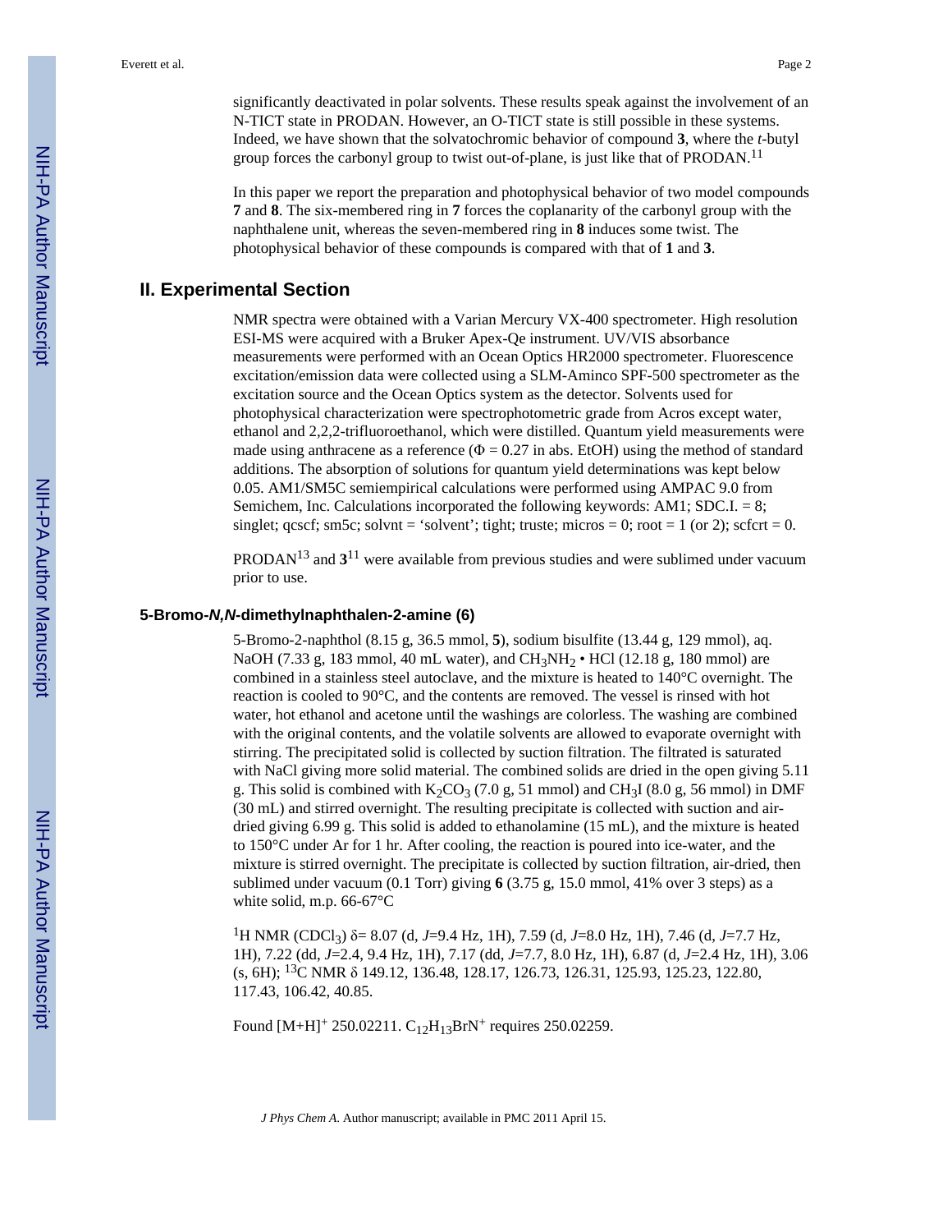significantly deactivated in polar solvents. These results speak against the involvement of an N-TICT state in PRODAN. However, an O-TICT state is still possible in these systems. Indeed, we have shown that the solvatochromic behavior of compound **3**, where the *t*-butyl group forces the carbonyl group to twist out-of-plane, is just like that of PRODAN.[11]

In this paper we report the preparation and photophysical behavior of two model compounds **7** and **8**. The six-membered ring in **7** forces the coplanarity of the carbonyl group with the naphthalene unit, whereas the seven-membered ring in **8** induces some twist. The photophysical behavior of these compounds is compared with that of **1** and **3**.

## II. Experimental Section

NMR spectra were obtained with a Varian Mercury VX-400 spectrometer. High resolution ESI-MS were acquired with a Bruker Apex-Qe instrument. UV/VIS absorbance measurements were performed with an Ocean Optics HR2000 spectrometer. Fluorescence excitation/emission data were collected using a SLM-Aminco SPF-500 spectrometer as the excitation source and the Ocean Optics system as the detector. Solvents used for photophysical characterization were spectrophotometric grade from Acros except water, ethanol and 2,2,2-trifluoroethanol, which were distilled. Quantum yield measurements were made using anthracene as a reference ($\Phi = 0.27$ in abs. EtOH) using the method of standard additions. The absorption of solutions for quantum yield determinations was kept below 0.05. AM1/SM5C semiempirical calculations were performed using AMPAC 9.0 from Semichem, Inc. Calculations incorporated the following keywords: AM1; SDC.I. = 8; singlet; qcscf; sm5c; solvnt = 'solvent'; tight; truste; micros = 0; root = 1 (or 2); scfcrt = 0.

PRODAN[13] and **3**[11] were available from previous studies and were sublimed under vacuum prior to use.

### 5-Bromo-*N,N*-dimethylnaphthalen-2-amine (6)

5-Bromo-2-naphthol (8.15 g, 36.5 mmol, **5**), sodium bisulfite (13.44 g, 129 mmol), aq. NaOH (7.33 g, 183 mmol, 40 mL water), and $CH_3NH_2 \cdot HCl$ (12.18 g, 180 mmol) are combined in a stainless steel autoclave, and the mixture is heated to 140°C overnight. The reaction is cooled to 90°C, and the contents are removed. The vessel is rinsed with hot water, hot ethanol and acetone until the washings are colorless. The washing are combined with the original contents, and the volatile solvents are allowed to evaporate overnight with stirring. The precipitated solid is collected by suction filtration. The filtrated is saturated with NaCl giving more solid material. The combined solids are dried in the open giving 5.11 g. This solid is combined with $K_2CO_3$ (7.0 g, 51 mmol) and $CH_3I$ (8.0 g, 56 mmol) in DMF (30 mL) and stirred overnight. The resulting precipitate is collected with suction and air-dried giving 6.99 g. This solid is added to ethanolamine (15 mL), and the mixture is heated to 150°C under Ar for 1 hr. After cooling, the reaction is poured into ice-water, and the mixture is stirred overnight. The precipitate is collected by suction filtration, air-dried, then sublimed under vacuum (0.1 Torr) giving **6** (3.75 g, 15.0 mmol, 41% over 3 steps) as a white solid, m.p. 66-67°C

$^1$H NMR ($CDCl_3$) δ= 8.07 (d, *J*=9.4 Hz, 1H), 7.59 (d, *J*=8.0 Hz, 1H), 7.46 (d, *J*=7.7 Hz, 1H), 7.22 (dd, *J*=2.4, 9.4 Hz, 1H), 7.17 (dd, *J*=7.7, 8.0 Hz, 1H), 6.87 (d, *J*=2.4 Hz, 1H), 3.06 (s, 6H); $^{13}$C NMR δ 149.12, 136.48, 128.17, 126.73, 126.31, 125.93, 125.23, 122.80, 117.43, 106.42, 40.85.

Found $[M+H]^+$ 250.02211. $C_{12}H_{13}BrN^+$ requires 250.02259.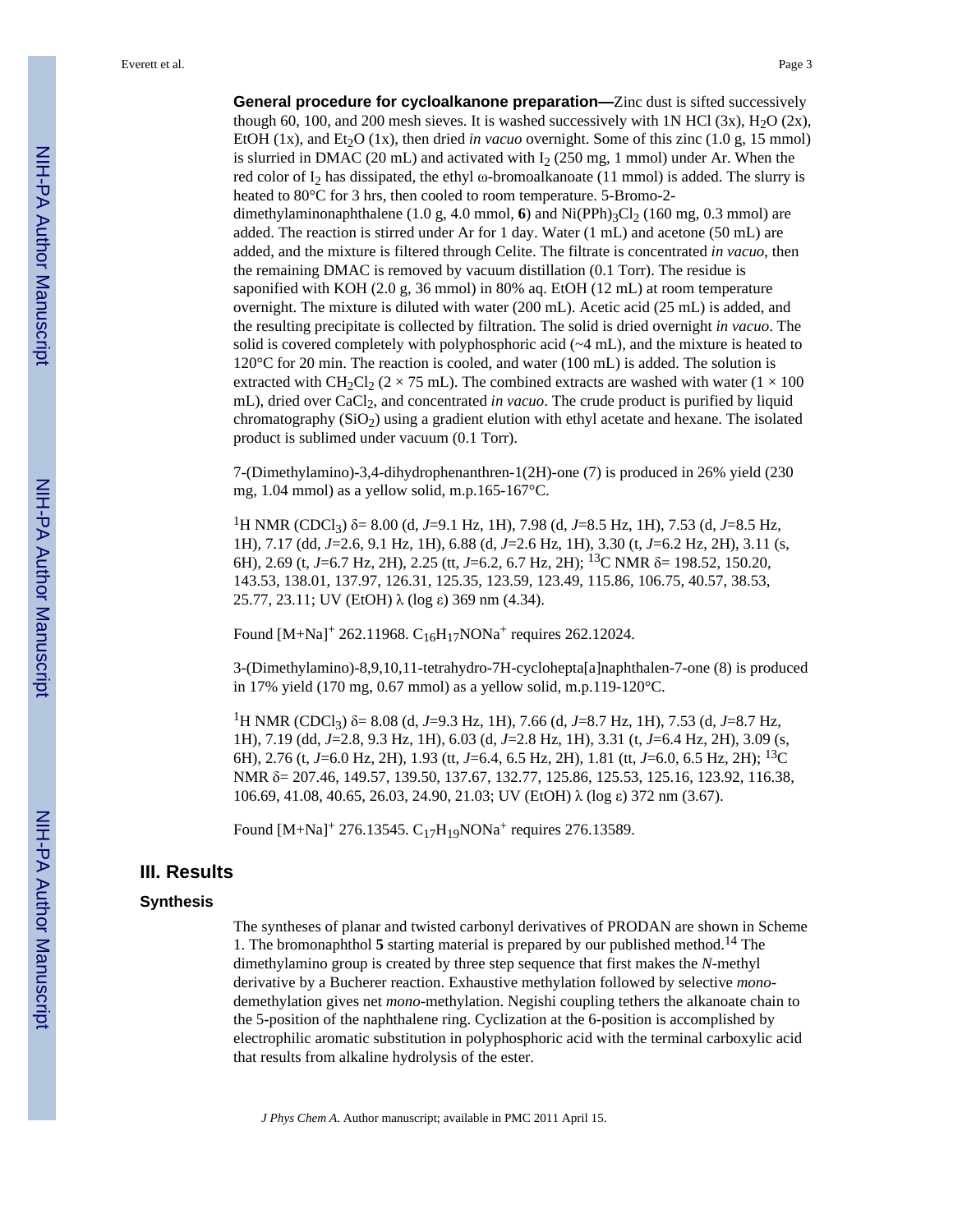**General procedure for cycloalkanone preparation—**Zinc dust is sifted successively though 60, 100, and 200 mesh sieves. It is washed successively with 1N HCl (3x), $H_2O$ (2x), EtOH (1x), and $Et_2O$ (1x), then dried *in vacuo* overnight. Some of this zinc (1.0 g, 15 mmol) is slurried in DMAC (20 mL) and activated with $I_2$ (250 mg, 1 mmol) under Ar. When the red color of $I_2$ has dissipated, the ethyl ω-bromoalkanoate (11 mmol) is added. The slurry is heated to 80°C for 3 hrs, then cooled to room temperature. 5-Bromo-2-dimethylaminonaphthalene (1.0 g, 4.0 mmol, **6**) and $Ni(PPh)_3Cl_2$ (160 mg, 0.3 mmol) are added. The reaction is stirred under Ar for 1 day. Water (1 mL) and acetone (50 mL) are added, and the mixture is filtered through Celite. The filtrate is concentrated *in vacuo*, then the remaining DMAC is removed by vacuum distillation (0.1 Torr). The residue is saponified with KOH (2.0 g, 36 mmol) in 80% aq. EtOH (12 mL) at room temperature overnight. The mixture is diluted with water (200 mL). Acetic acid (25 mL) is added, and the resulting precipitate is collected by filtration. The solid is dried overnight *in vacuo*. The solid is covered completely with polyphosphoric acid (~4 mL), and the mixture is heated to 120°C for 20 min. The reaction is cooled, and water (100 mL) is added. The solution is extracted with $CH_2Cl_2$ (2 × 75 mL). The combined extracts are washed with water (1 × 100 mL), dried over $CaCl_2$, and concentrated *in vacuo*. The crude product is purified by liquid chromatography ($SiO_2$) using a gradient elution with ethyl acetate and hexane. The isolated product is sublimed under vacuum (0.1 Torr).

7-(Dimethylamino)-3,4-dihydrophenanthren-1(2H)-one (7) is produced in 26% yield (230 mg, 1.04 mmol) as a yellow solid, m.p.165-167°C.

$^1$H NMR ($CDCl_3$) δ= 8.00 (d, *J*=9.1 Hz, 1H), 7.98 (d, *J*=8.5 Hz, 1H), 7.53 (d, *J*=8.5 Hz, 1H), 7.17 (dd, *J*=2.6, 9.1 Hz, 1H), 6.88 (d, *J*=2.6 Hz, 1H), 3.30 (t, *J*=6.2 Hz, 2H), 3.11 (s, 6H), 2.69 (t, *J*=6.7 Hz, 2H), 2.25 (tt, *J*=6.2, 6.7 Hz, 2H); $^{13}$C NMR δ= 198.52, 150.20, 143.53, 138.01, 137.97, 126.31, 125.35, 123.59, 123.49, 115.86, 106.75, 40.57, 38.53, 25.77, 23.11; UV (EtOH) λ (log ε) 369 nm (4.34).

Found $[M+Na]^+$ 262.11968. $C_{16}H_{17}NONa^+$ requires 262.12024.

3-(Dimethylamino)-8,9,10,11-tetrahydro-7H-cyclohepta[a]naphthalen-7-one (8) is produced in 17% yield (170 mg, 0.67 mmol) as a yellow solid, m.p.119-120°C.

$^1$H NMR ($CDCl_3$) δ= 8.08 (d, *J*=9.3 Hz, 1H), 7.66 (d, *J*=8.7 Hz, 1H), 7.53 (d, *J*=8.7 Hz, 1H), 7.19 (dd, *J*=2.8, 9.3 Hz, 1H), 6.03 (d, *J*=2.8 Hz, 1H), 3.31 (t, *J*=6.4 Hz, 2H), 3.09 (s, 6H), 2.76 (t, *J*=6.0 Hz, 2H), 1.93 (tt, *J*=6.4, 6.5 Hz, 2H), 1.81 (tt, *J*=6.0, 6.5 Hz, 2H); $^{13}$C NMR δ= 207.46, 149.57, 139.50, 137.67, 132.77, 125.86, 125.53, 125.16, 123.92, 116.38, 106.69, 41.08, 40.65, 26.03, 24.90, 21.03; UV (EtOH) λ (log ε) 372 nm (3.67).

Found $[M+Na]^+$ 276.13545. $C_{17}H_{19}NONa^+$ requires 276.13589.

## III. Results

### Synthesis

The syntheses of planar and twisted carbonyl derivatives of PRODAN are shown in Scheme 1. The bromonaphthol **5** starting material is prepared by our published method.[14] The dimethylamino group is created by three step sequence that first makes the *N*-methyl derivative by a Bucherer reaction. Exhaustive methylation followed by selective *mono*-demethylation gives net *mono*-methylation. Negishi coupling tethers the alkanoate chain to the 5-position of the naphthalene ring. Cyclization at the 6-position is accomplished by electrophilic aromatic substitution in polyphosphoric acid with the terminal carboxylic acid that results from alkaline hydrolysis of the ester.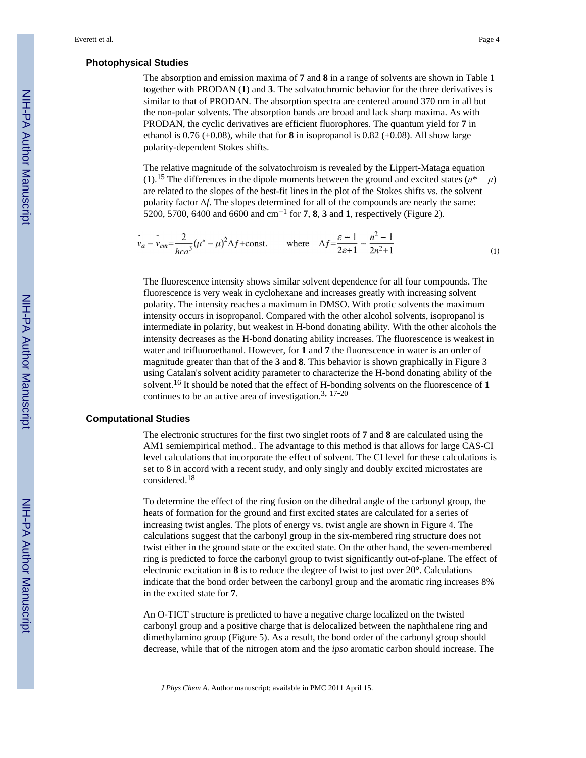## Photophysical Studies

The absorption and emission maxima of **7** and **8** in a range of solvents are shown in Table 1 together with PRODAN (**1**) and **3**. The solvatochromic behavior for the three derivatives is similar to that of PRODAN. The absorption spectra are centered around 370 nm in all but the non-polar solvents. The absorption bands are broad and lack sharp maxima. As with PRODAN, the cyclic derivatives are efficient fluorophores. The quantum yield for **7** in ethanol is 0.76 (±0.08), while that for **8** in isopropanol is 0.82 (±0.08). All show large polarity-dependent Stokes shifts.

The relative magnitude of the solvatochroism is revealed by the Lippert-Mataga equation (1).[15] The differences in the dipole moments between the ground and excited states ($\mu^* - \mu$) are related to the slopes of the best-fit lines in the plot of the Stokes shifts vs. the solvent polarity factor $\Delta f$. The slopes determined for all of the compounds are nearly the same: 5200, 5700, 6400 and 6600 and $cm^{-1}$ for **7**, **8**, **3** and **1**, respectively (Figure 2).

$$\tilde{v}_a - \tilde{v}_{em} = \frac{2}{hca^3}(\mu^* - \mu)^2 \Delta f + \text{const.} \qquad \text{where} \quad \Delta f = \frac{\varepsilon - 1}{2\varepsilon + 1} - \frac{n^2 - 1}{2n^2 + 1} \tag{1}$$

The fluorescence intensity shows similar solvent dependence for all four compounds. The fluorescence is very weak in cyclohexane and increases greatly with increasing solvent polarity. The intensity reaches a maximum in DMSO. With protic solvents the maximum intensity occurs in isopropanol. Compared with the other alcohol solvents, isopropanol is intermediate in polarity, but weakest in H-bond donating ability. With the other alcohols the intensity decreases as the H-bond donating ability increases. The fluorescence is weakest in water and trifluoroethanol. However, for **1** and **7** the fluorescence in water is an order of magnitude greater than that of the **3** and **8**. This behavior is shown graphically in Figure 3 using Catalan's solvent acidity parameter to characterize the H-bond donating ability of the solvent.[16] It should be noted that the effect of H-bonding solvents on the fluorescence of **1** continues to be an active area of investigation.[3, 17-20]

## Computational Studies

The electronic structures for the first two singlet roots of **7** and **8** are calculated using the AM1 semiempirical method.. The advantage to this method is that allows for large CAS-CI level calculations that incorporate the effect of solvent. The CI level for these calculations is set to 8 in accord with a recent study, and only singly and doubly excited microstates are considered.[18]

To determine the effect of the ring fusion on the dihedral angle of the carbonyl group, the heats of formation for the ground and first excited states are calculated for a series of increasing twist angles. The plots of energy vs. twist angle are shown in Figure 4. The calculations suggest that the carbonyl group in the six-membered ring structure does not twist either in the ground state or the excited state. On the other hand, the seven-membered ring is predicted to force the carbonyl group to twist significantly out-of-plane. The effect of electronic excitation in **8** is to reduce the degree of twist to just over 20°. Calculations indicate that the bond order between the carbonyl group and the aromatic ring increases 8% in the excited state for **7**.

An O-TICT structure is predicted to have a negative charge localized on the twisted carbonyl group and a positive charge that is delocalized between the naphthalene ring and dimethylamino group (Figure 5). As a result, the bond order of the carbonyl group should decrease, while that of the nitrogen atom and the *ipso* aromatic carbon should increase. The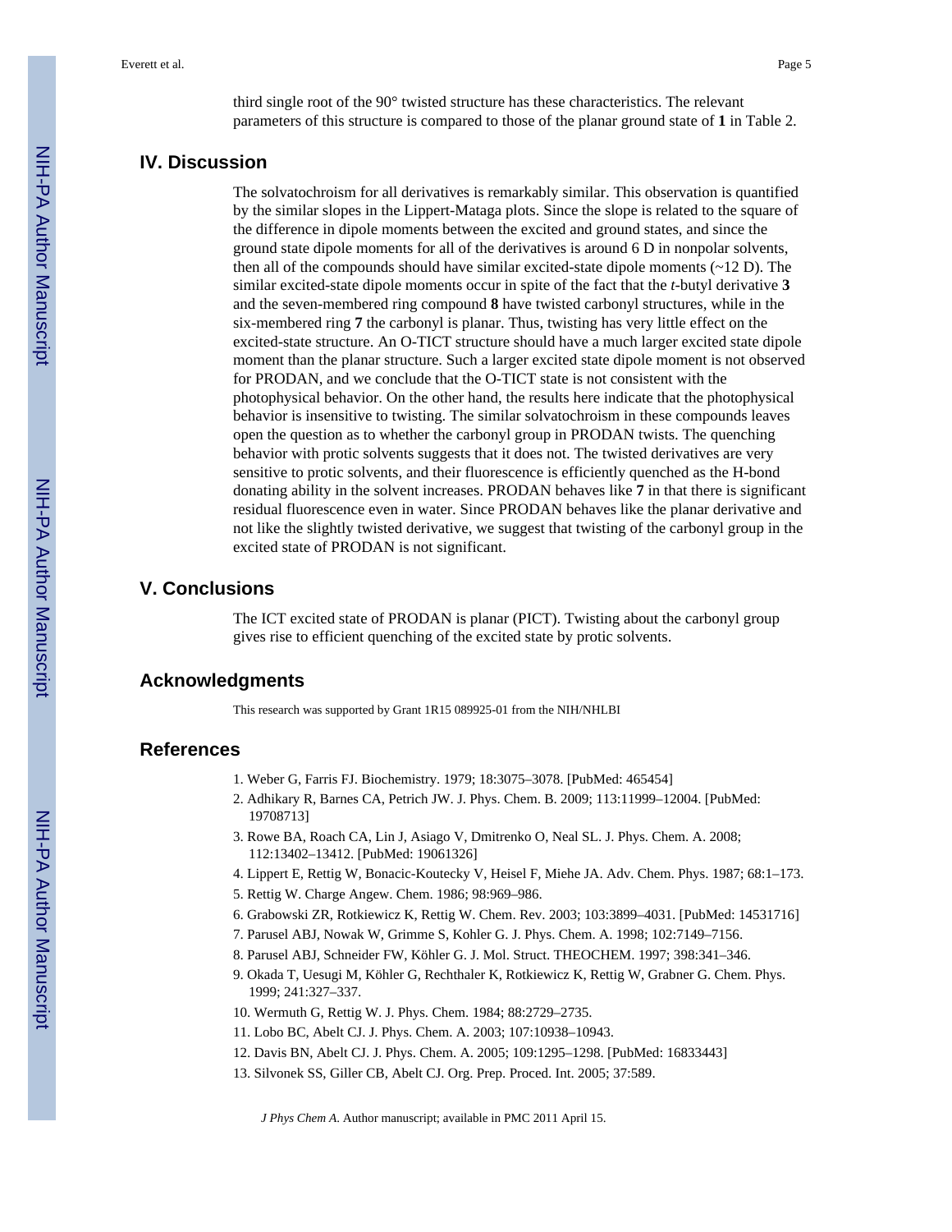third single root of the 90° twisted structure has these characteristics. The relevant parameters of this structure is compared to those of the planar ground state of **1** in Table 2.

## IV. Discussion

The solvatochroism for all derivatives is remarkably similar. This observation is quantified by the similar slopes in the Lippert-Mataga plots. Since the slope is related to the square of the difference in dipole moments between the excited and ground states, and since the ground state dipole moments for all of the derivatives is around 6 D in nonpolar solvents, then all of the compounds should have similar excited-state dipole moments (~12 D). The similar excited-state dipole moments occur in spite of the fact that the *t*-butyl derivative **3** and the seven-membered ring compound **8** have twisted carbonyl structures, while in the six-membered ring **7** the carbonyl is planar. Thus, twisting has very little effect on the excited-state structure. An O-TICT structure should have a much larger excited state dipole moment than the planar structure. Such a larger excited state dipole moment is not observed for PRODAN, and we conclude that the O-TICT state is not consistent with the photophysical behavior. On the other hand, the results here indicate that the photophysical behavior is insensitive to twisting. The similar solvatochroism in these compounds leaves open the question as to whether the carbonyl group in PRODAN twists. The quenching behavior with protic solvents suggests that it does not. The twisted derivatives are very sensitive to protic solvents, and their fluorescence is efficiently quenched as the H-bond donating ability in the solvent increases. PRODAN behaves like **7** in that there is significant residual fluorescence even in water. Since PRODAN behaves like the planar derivative and not like the slightly twisted derivative, we suggest that twisting of the carbonyl group in the excited state of PRODAN is not significant.

## V. Conclusions

The ICT excited state of PRODAN is planar (PICT). Twisting about the carbonyl group gives rise to efficient quenching of the excited state by protic solvents.

## Acknowledgments

This research was supported by Grant 1R15 089925-01 from the NIH/NHLBI

## References

1. Weber G, Farris FJ. Biochemistry. 1979; 18:3075–3078. [PubMed: 465454]
2. Adhikary R, Barnes CA, Petrich JW. J. Phys. Chem. B. 2009; 113:11999–12004. [PubMed: 19708713]
3. Rowe BA, Roach CA, Lin J, Asiago V, Dmitrenko O, Neal SL. J. Phys. Chem. A. 2008; 112:13402–13412. [PubMed: 19061326]
4. Lippert E, Rettig W, Bonacic-Koutecky V, Heisel F, Miehe JA. Adv. Chem. Phys. 1987; 68:1–173.
5. Rettig W. Charge Angew. Chem. 1986; 98:969–986.
6. Grabowski ZR, Rotkiewicz K, Rettig W. Chem. Rev. 2003; 103:3899–4031. [PubMed: 14531716]
7. Parusel ABJ, Nowak W, Grimme S, Kohler G. J. Phys. Chem. A. 1998; 102:7149–7156.
8. Parusel ABJ, Schneider FW, Köhler G. J. Mol. Struct. THEOCHEM. 1997; 398:341–346.
9. Okada T, Uesugi M, Köhler G, Rechthaler K, Rotkiewicz K, Rettig W, Grabner G. Chem. Phys. 1999; 241:327–337.
10. Wermuth G, Rettig W. J. Phys. Chem. 1984; 88:2729–2735.
11. Lobo BC, Abelt CJ. J. Phys. Chem. A. 2003; 107:10938–10943.
12. Davis BN, Abelt CJ. J. Phys. Chem. A. 2005; 109:1295–1298. [PubMed: 16833443]
13. Silvonek SS, Giller CB, Abelt CJ. Org. Prep. Proced. Int. 2005; 37:589.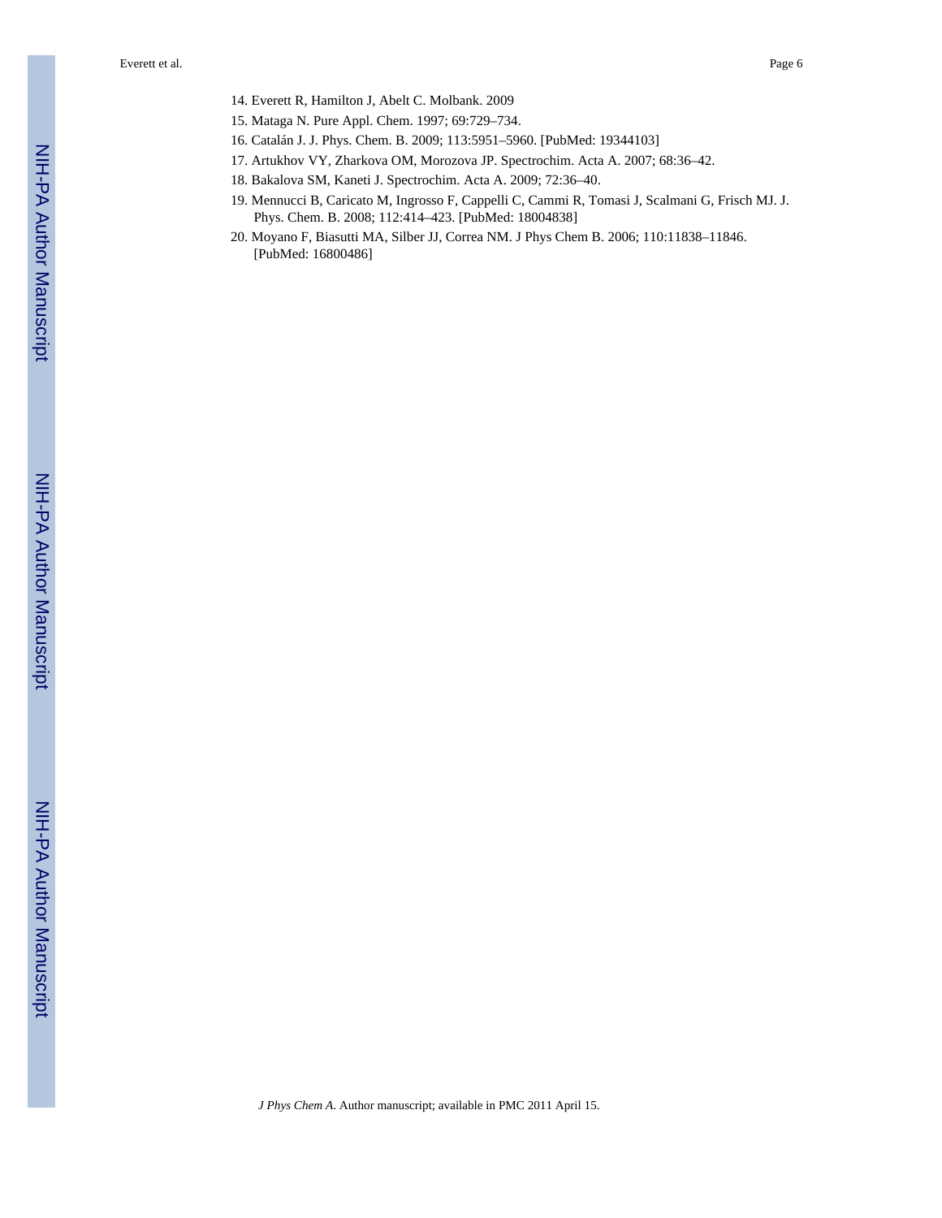14. Everett R, Hamilton J, Abelt C. Molbank. 2009
15. Mataga N. Pure Appl. Chem. 1997; 69:729–734.
16. Catalán J. J. Phys. Chem. B. 2009; 113:5951–5960. [PubMed: 19344103]
17. Artukhov VY, Zharkova OM, Morozova JP. Spectrochim. Acta A. 2007; 68:36–42.
18. Bakalova SM, Kaneti J. Spectrochim. Acta A. 2009; 72:36–40.
19. Mennucci B, Caricato M, Ingrosso F, Cappelli C, Cammi R, Tomasi J, Scalmani G, Frisch MJ. J. Phys. Chem. B. 2008; 112:414–423. [PubMed: 18004838]
20. Moyano F, Biasutti MA, Silber JJ, Correa NM. J Phys Chem B. 2006; 110:11838–11846. [PubMed: 16800486]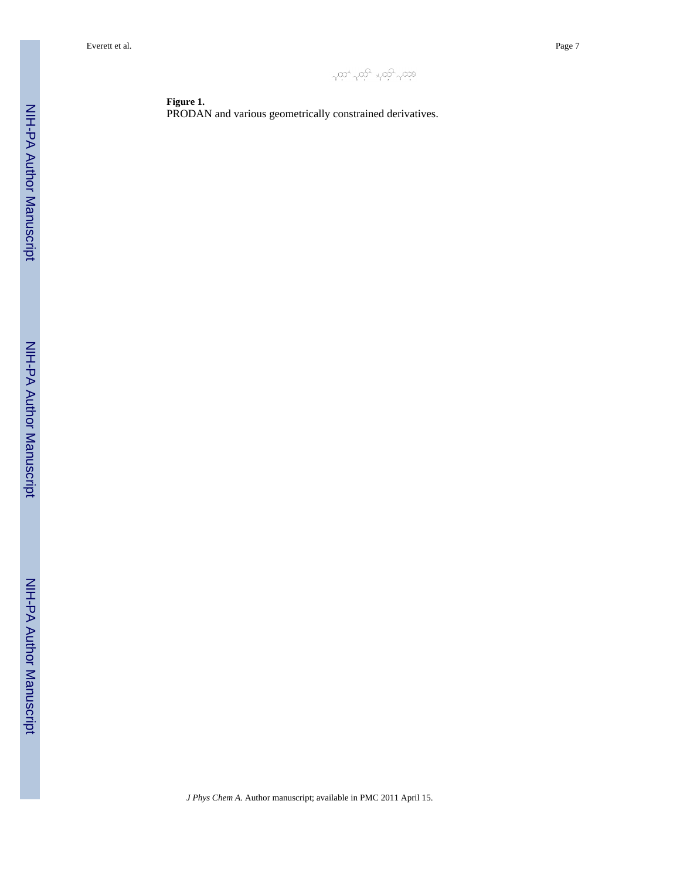**Figure 1.**

PRODAN and various geometrically constrained derivatives.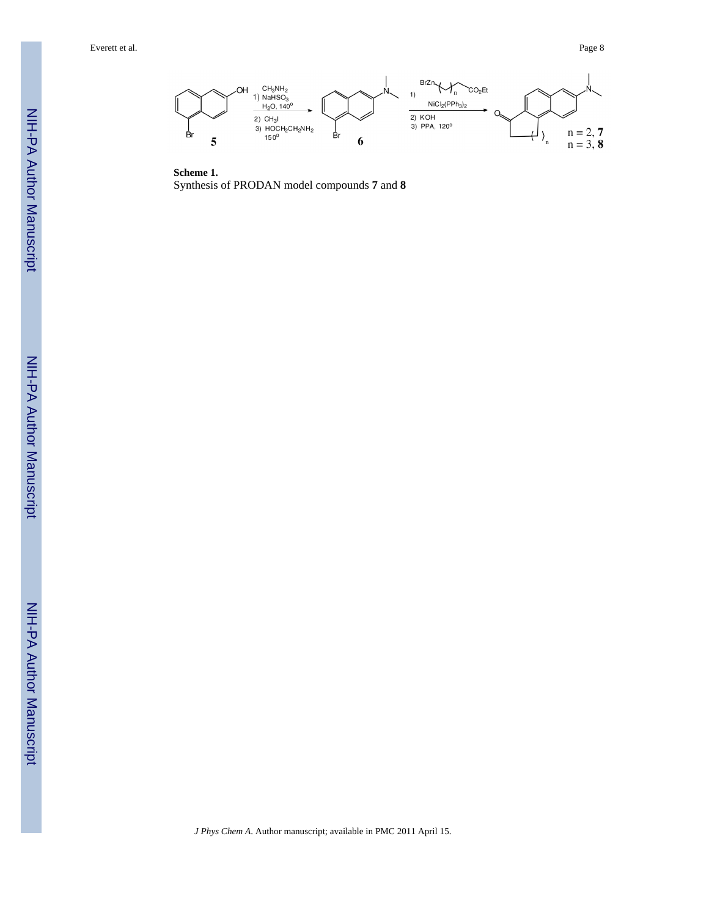**Scheme 1.**

Synthesis of PRODAN model compounds **7** and **8**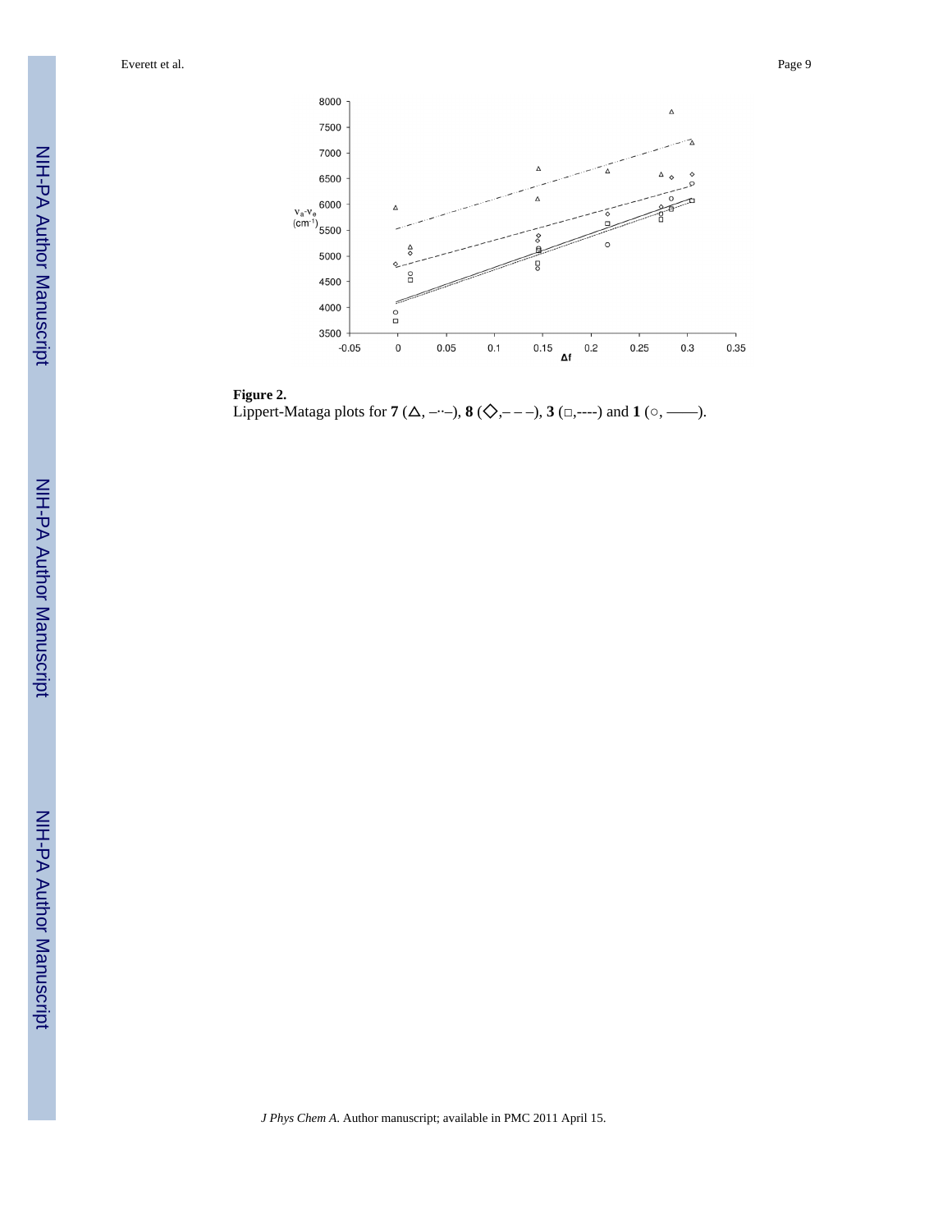**Figure 2.**

Lippert-Mataga plots for **7** (△, –··–), **8** (◇,– – –), **3** (□,----) and **1** (○, ——).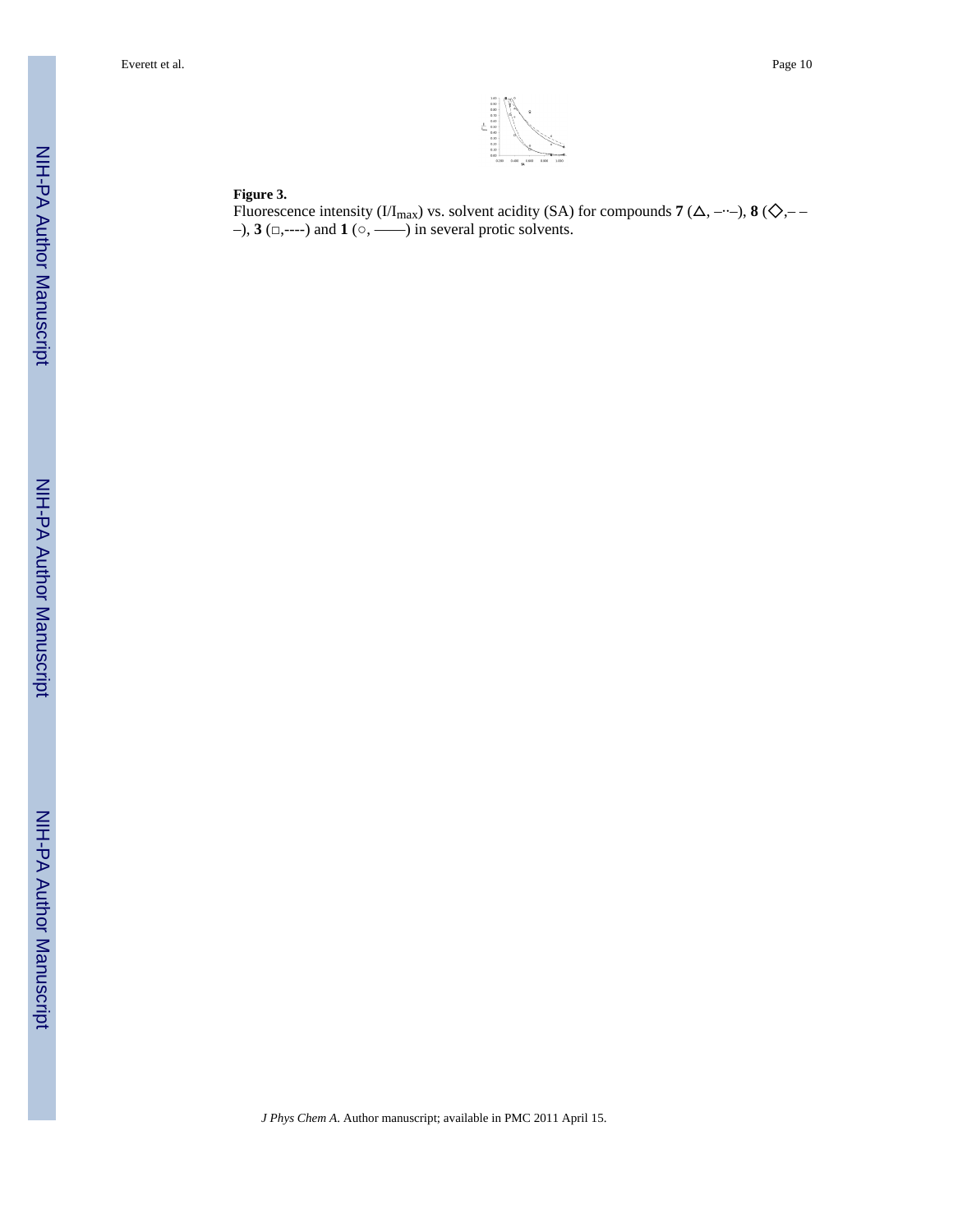**Figure 3.**

Fluorescence intensity ($I/I_{max}$) vs. solvent acidity (SA) for compounds **7** (△, –··–), **8** (◇,– – –), **3** (□,----) and **1** (○, ——) in several protic solvents.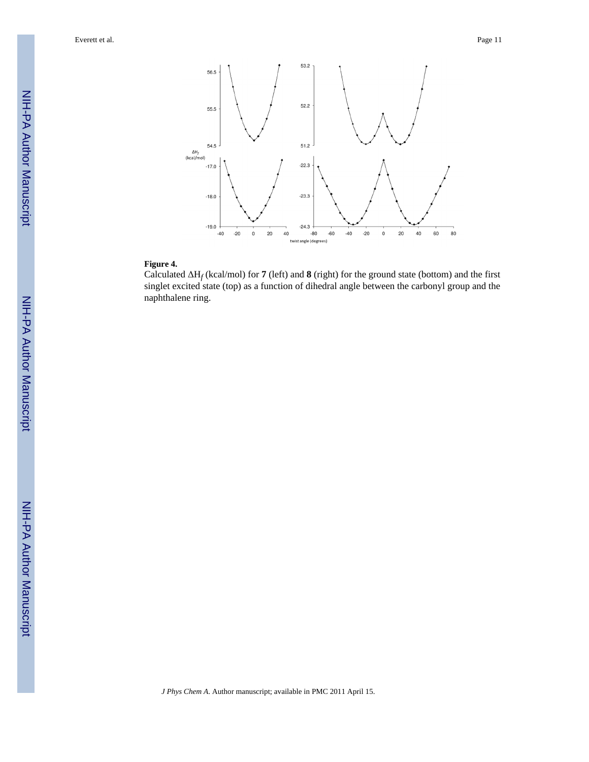**Figure 4.**

Calculated $\Delta H_f$ (kcal/mol) for **7** (left) and **8** (right) for the ground state (bottom) and the first singlet excited state (top) as a function of dihedral angle between the carbonyl group and the naphthalene ring.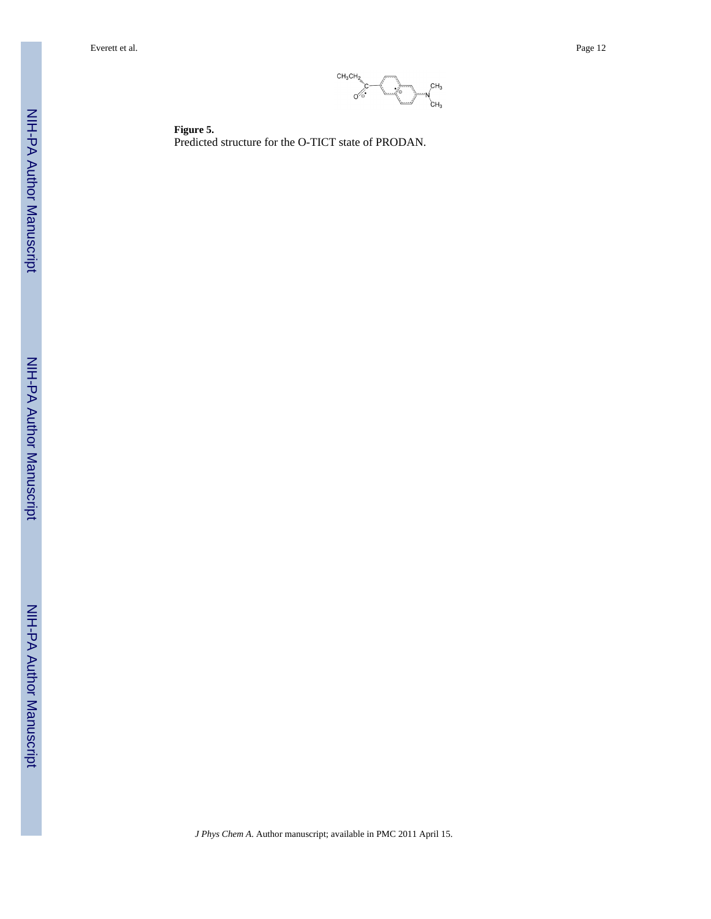**Figure 5.**

Predicted structure for the O-TICT state of PRODAN.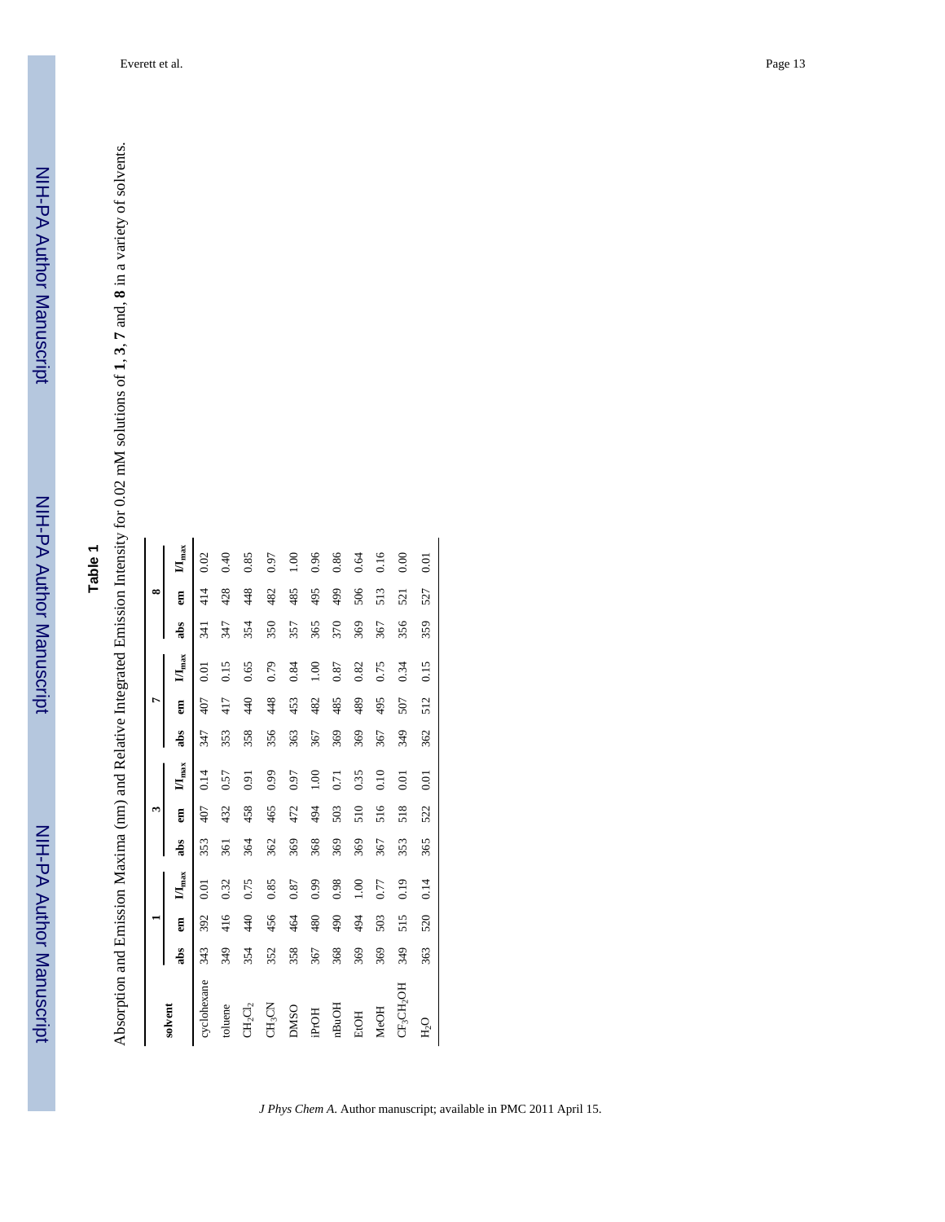## Table 1

Absorption and Emission Maxima (nm) and Relative Integrated Emission Intensity for 0.02 mM solutions of **1**, **3**, **7** and, **8** in a variety of solvents.

| solvent | **1** | | | **3** | | | **7** | | | **8** | | |
|---|---|---|---|---|---|---|---|---|---|---|---|---|
| | abs | em | $I/I_{max}$ | abs | em | $I/I_{max}$ | abs | em | $I/I_{max}$ | abs | em | $I/I_{max}$ |
| cyclohexane | 343 | 392 | 0.01 | 353 | 407 | 0.14 | 347 | 407 | 0.01 | 341 | 414 | 0.02 |
| toluene | 349 | 416 | 0.32 | 361 | 432 | 0.57 | 353 | 417 | 0.15 | 347 | 428 | 0.40 |
| $CH_2Cl_2$ | 354 | 440 | 0.75 | 364 | 458 | 0.91 | 358 | 440 | 0.65 | 354 | 448 | 0.85 |
| $CH_3CN$ | 352 | 456 | 0.85 | 362 | 465 | 0.99 | 356 | 448 | 0.79 | 350 | 482 | 0.97 |
| DMSO | 358 | 464 | 0.87 | 369 | 472 | 0.97 | 363 | 453 | 0.84 | 357 | 485 | 1.00 |
| iPrOH | 367 | 480 | 0.99 | 368 | 494 | 1.00 | 367 | 482 | 1.00 | 365 | 495 | 0.96 |
| nBuOH | 368 | 490 | 0.98 | 369 | 503 | 0.71 | 369 | 485 | 0.87 | 370 | 499 | 0.86 |
| EtOH | 369 | 494 | 1.00 | 369 | 510 | 0.35 | 369 | 489 | 0.82 | 369 | 506 | 0.64 |
| MeOH | 369 | 503 | 0.77 | 367 | 516 | 0.10 | 367 | 495 | 0.75 | 367 | 513 | 0.16 |
| $CF_3CH_2OH$ | 349 | 515 | 0.19 | 353 | 518 | 0.01 | 349 | 507 | 0.34 | 356 | 521 | 0.00 |
| $H_2O$ | 363 | 520 | 0.14 | 365 | 522 | 0.01 | 362 | 512 | 0.15 | 359 | 527 | 0.01 |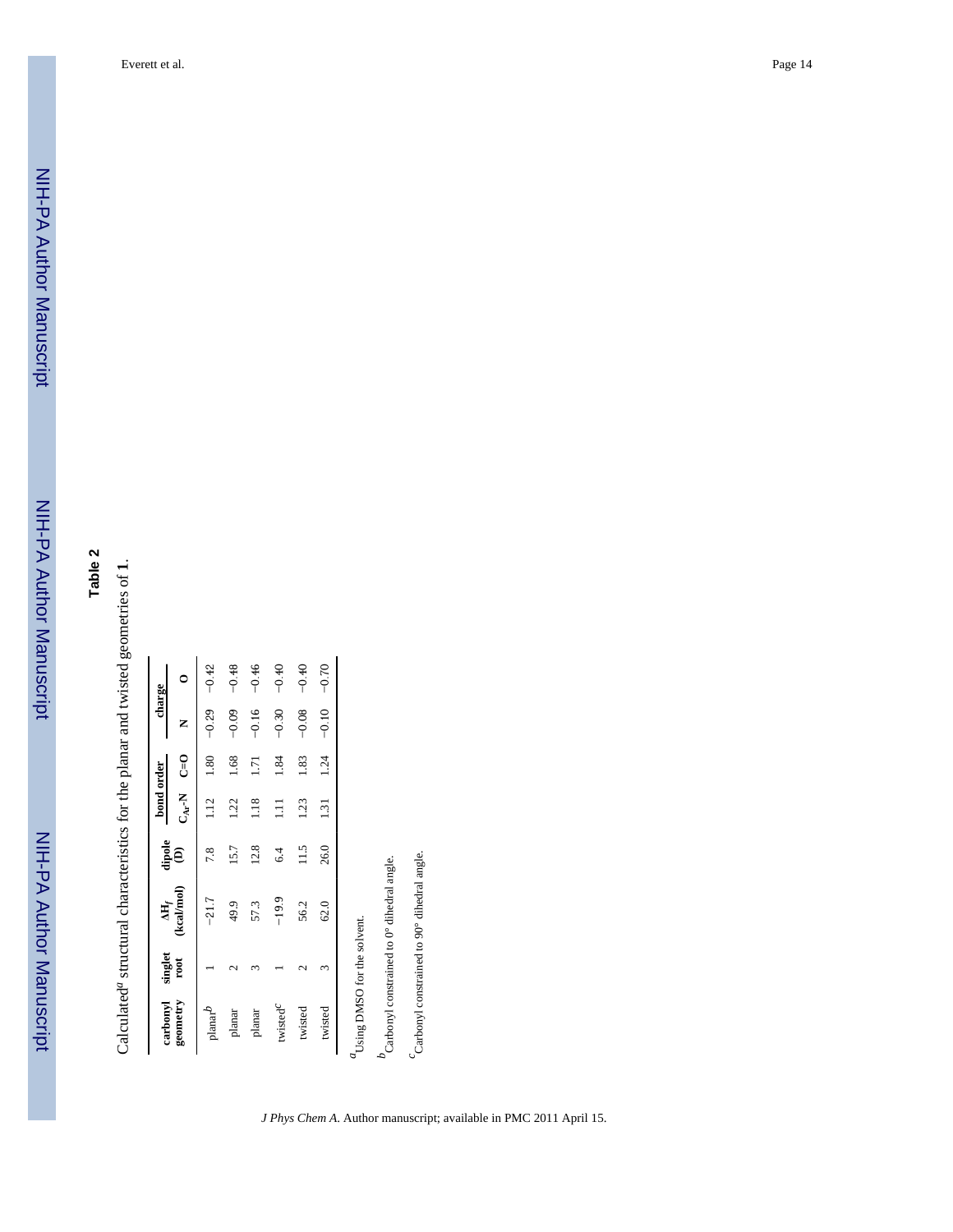## Table 2

Calculated[a] structural characteristics for the planar and twisted geometries of **1**.

| carbonyl geometry | singlet root | $\Delta H_f$ (kcal/mol) | dipole (D) | bond order | | charge | |
|---|---|---|---|---|---|---|---|
| | | | | $C_{Ar}$-N | C=O | N | O |
| planar[b] | 1 | −21.7 | 7.8 | 1.12 | 1.80 | −0.29 | −0.42 |
| planar | 2 | 49.9 | 15.7 | 1.22 | 1.68 | −0.09 | −0.48 |
| planar | 3 | 57.3 | 12.8 | 1.18 | 1.71 | −0.16 | −0.46 |
| twisted[c] | 1 | −19.9 | 6.4 | 1.11 | 1.84 | −0.30 | −0.40 |
| twisted | 2 | 56.2 | 11.5 | 1.23 | 1.83 | −0.08 | −0.40 |
| twisted | 3 | 62.0 | 26.0 | 1.31 | 1.24 | −0.10 | −0.70 |

[a] Using DMSO for the solvent.

[b] Carbonyl constrained to 0° dihedral angle.

[c] Carbonyl constrained to 90° dihedral angle.